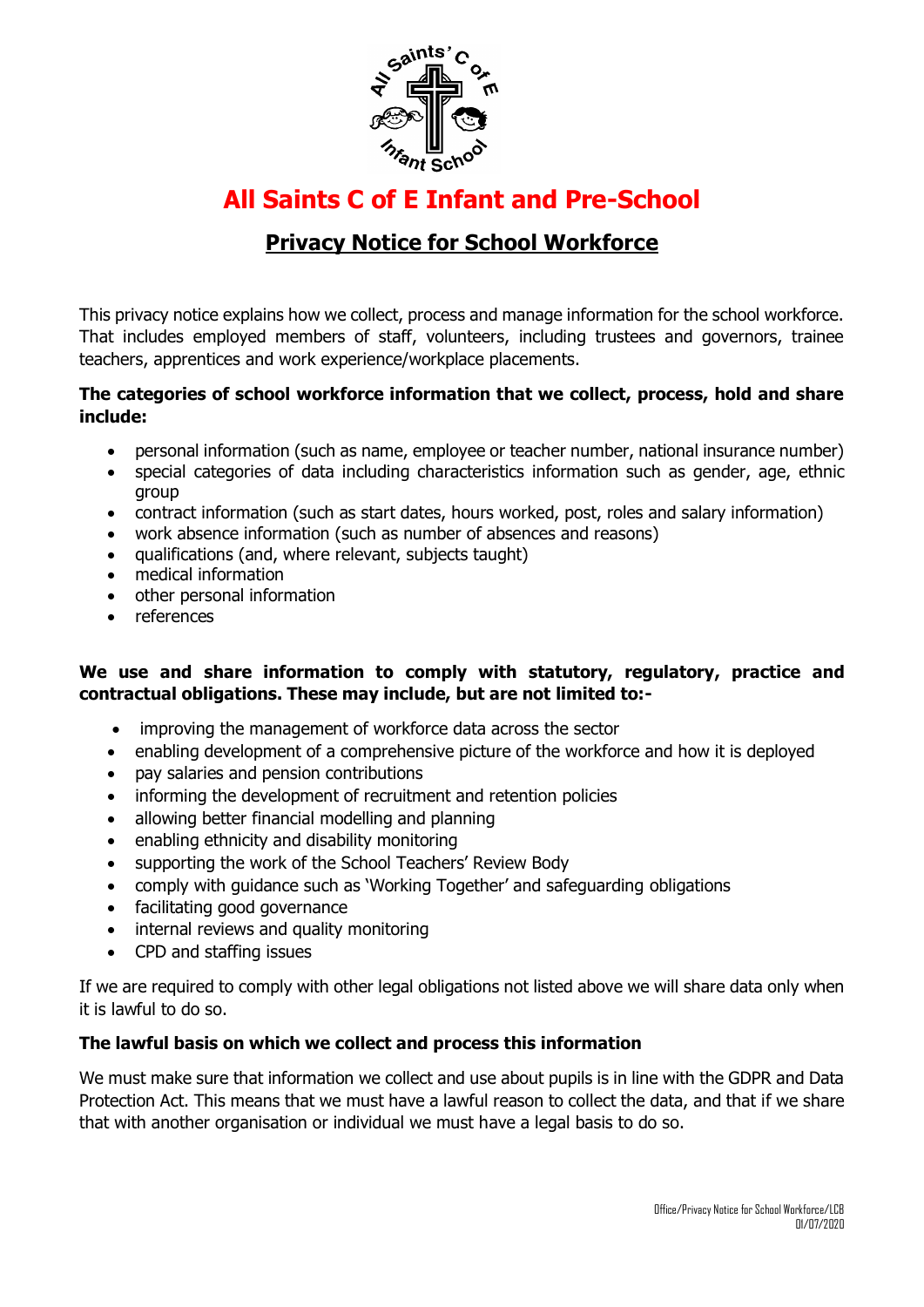# All Saints C of E Infant and Pre-School

## Privacy Notice for School Workforce

This privacy notice explains how we collect, process and manage information for the school workforce. That includes employed members of staff, volunteers, including trustees and governors, trainee teachers, apprentices and work experience/workplace placements.

**The categories of school workforce information that we collect, process, hold and share include:**

- personal information (such as name, employee or teacher number, national insurance number)
- special categories of data including characteristics information such as gender, age, ethnic group
- contract information (such as start dates, hours worked, post, roles and salary information)
- work absence information (such as number of absences and reasons)
- qualifications (and, where relevant, subjects taught)
- medical information
- other personal information
- references

**We use and share information to comply with statutory, regulatory, practice and contractual obligations. These may include, but are not limited to:-**

- improving the management of workforce data across the sector
- enabling development of a comprehensive picture of the workforce and how it is deployed
- pay salaries and pension contributions
- informing the development of recruitment and retention policies
- allowing better financial modelling and planning
- enabling ethnicity and disability monitoring
- supporting the work of the School Teachers' Review Body
- comply with guidance such as 'Working Together' and safeguarding obligations
- facilitating good governance
- internal reviews and quality monitoring
- CPD and staffing issues

If we are required to comply with other legal obligations not listed above we will share data only when it is lawful to do so.

**The lawful basis on which we collect and process this information**

We must make sure that information we collect and use about pupils is in line with the GDPR and Data Protection Act. This means that we must have a lawful reason to collect the data, and that if we share that with another organisation or individual we must have a legal basis to do so.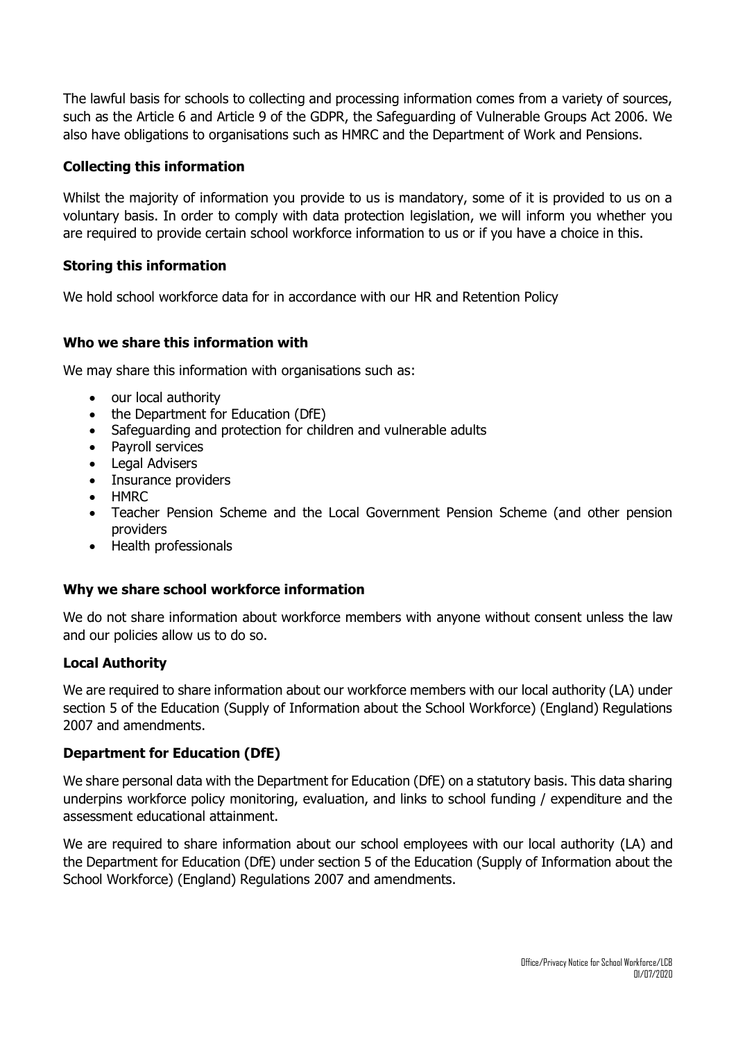The lawful basis for schools to collecting and processing information comes from a variety of sources, such as the Article 6 and Article 9 of the GDPR, the Safeguarding of Vulnerable Groups Act 2006. We also have obligations to organisations such as HMRC and the Department of Work and Pensions.

### Collecting this information

Whilst the majority of information you provide to us is mandatory, some of it is provided to us on a voluntary basis. In order to comply with data protection legislation, we will inform you whether you are required to provide certain school workforce information to us or if you have a choice in this.

### Storing this information

We hold school workforce data for in accordance with our HR and Retention Policy

### Who we share this information with

We may share this information with organisations such as:

- our local authority
- the Department for Education (DfE)
- Safeguarding and protection for children and vulnerable adults
- Payroll services
- Legal Advisers
- Insurance providers
- HMRC
- Teacher Pension Scheme and the Local Government Pension Scheme (and other pension providers
- Health professionals

### Why we share school workforce information

We do not share information about workforce members with anyone without consent unless the law and our policies allow us to do so.

### Local Authority

We are required to share information about our workforce members with our local authority (LA) under section 5 of the Education (Supply of Information about the School Workforce) (England) Regulations 2007 and amendments.

### Department for Education (DfE)

We share personal data with the Department for Education (DfE) on a statutory basis. This data sharing underpins workforce policy monitoring, evaluation, and links to school funding / expenditure and the assessment educational attainment.

We are required to share information about our school employees with our local authority (LA) and the Department for Education (DfE) under section 5 of the Education (Supply of Information about the School Workforce) (England) Regulations 2007 and amendments.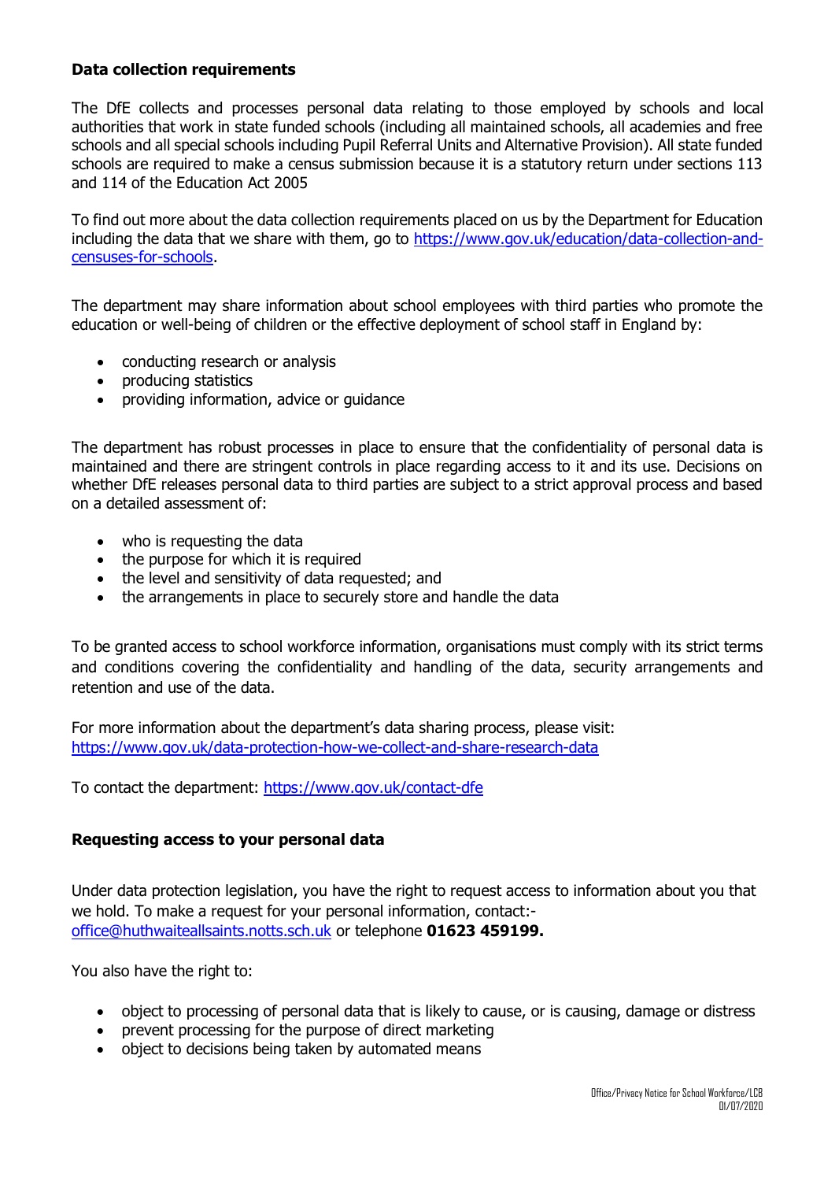**Data collection requirements**

The DfE collects and processes personal data relating to those employed by schools and local authorities that work in state funded schools (including all maintained schools, all academies and free schools and all special schools including Pupil Referral Units and Alternative Provision). All state funded schools are required to make a census submission because it is a statutory return under sections 113 and 114 of the Education Act 2005

To find out more about the data collection requirements placed on us by the Department for Education including the data that we share with them, go to [https://www.gov.uk/education/data-collection-and-censuses-for-schools](https://www.gov.uk/education/data-collection-and-censuses-for-schools).

The department may share information about school employees with third parties who promote the education or well-being of children or the effective deployment of school staff in England by:

- conducting research or analysis
- producing statistics
- providing information, advice or guidance

The department has robust processes in place to ensure that the confidentiality of personal data is maintained and there are stringent controls in place regarding access to it and its use. Decisions on whether DfE releases personal data to third parties are subject to a strict approval process and based on a detailed assessment of:

- who is requesting the data
- the purpose for which it is required
- the level and sensitivity of data requested; and
- the arrangements in place to securely store and handle the data

To be granted access to school workforce information, organisations must comply with its strict terms and conditions covering the confidentiality and handling of the data, security arrangements and retention and use of the data.

For more information about the department's data sharing process, please visit:
[https://www.gov.uk/data-protection-how-we-collect-and-share-research-data](https://www.gov.uk/data-protection-how-we-collect-and-share-research-data)

To contact the department: [https://www.gov.uk/contact-dfe](https://www.gov.uk/contact-dfe)

**Requesting access to your personal data**

Under data protection legislation, you have the right to request access to information about you that we hold. To make a request for your personal information, contact:-
[office@huthwaiteallsaints.notts.sch.uk](mailto:office@huthwaiteallsaints.notts.sch.uk) or telephone **01623 459199.**

You also have the right to:

- object to processing of personal data that is likely to cause, or is causing, damage or distress
- prevent processing for the purpose of direct marketing
- object to decisions being taken by automated means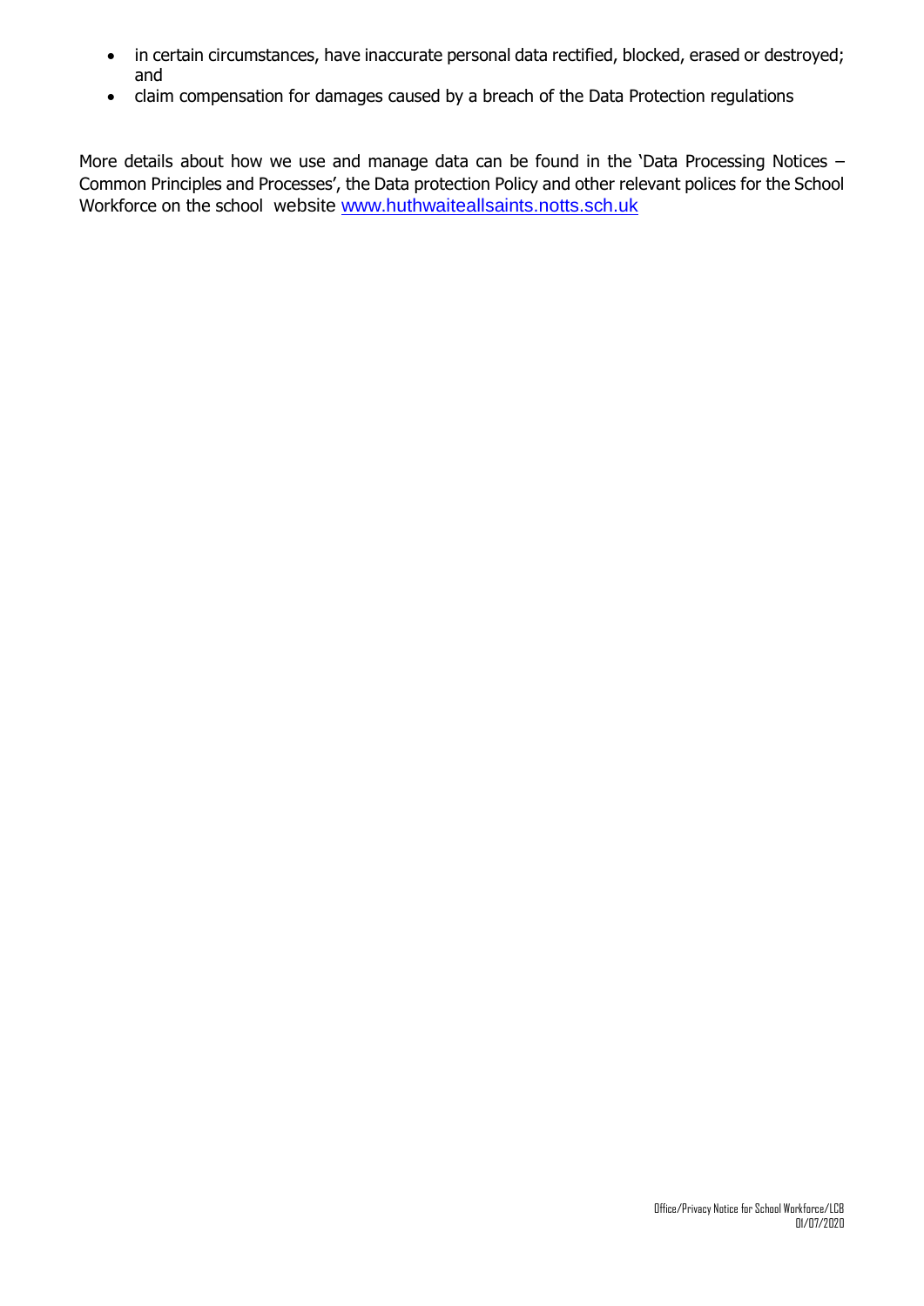- in certain circumstances, have inaccurate personal data rectified, blocked, erased or destroyed; and
- claim compensation for damages caused by a breach of the Data Protection regulations

More details about how we use and manage data can be found in the 'Data Processing Notices – Common Principles and Processes', the Data protection Policy and other relevant polices for the School Workforce on the school website [www.huthwaiteallsaints.notts.sch.uk](www.huthwaiteallsaints.notts.sch.uk)

Office/Privacy Notice for School Workforce/LCB
01/07/2020